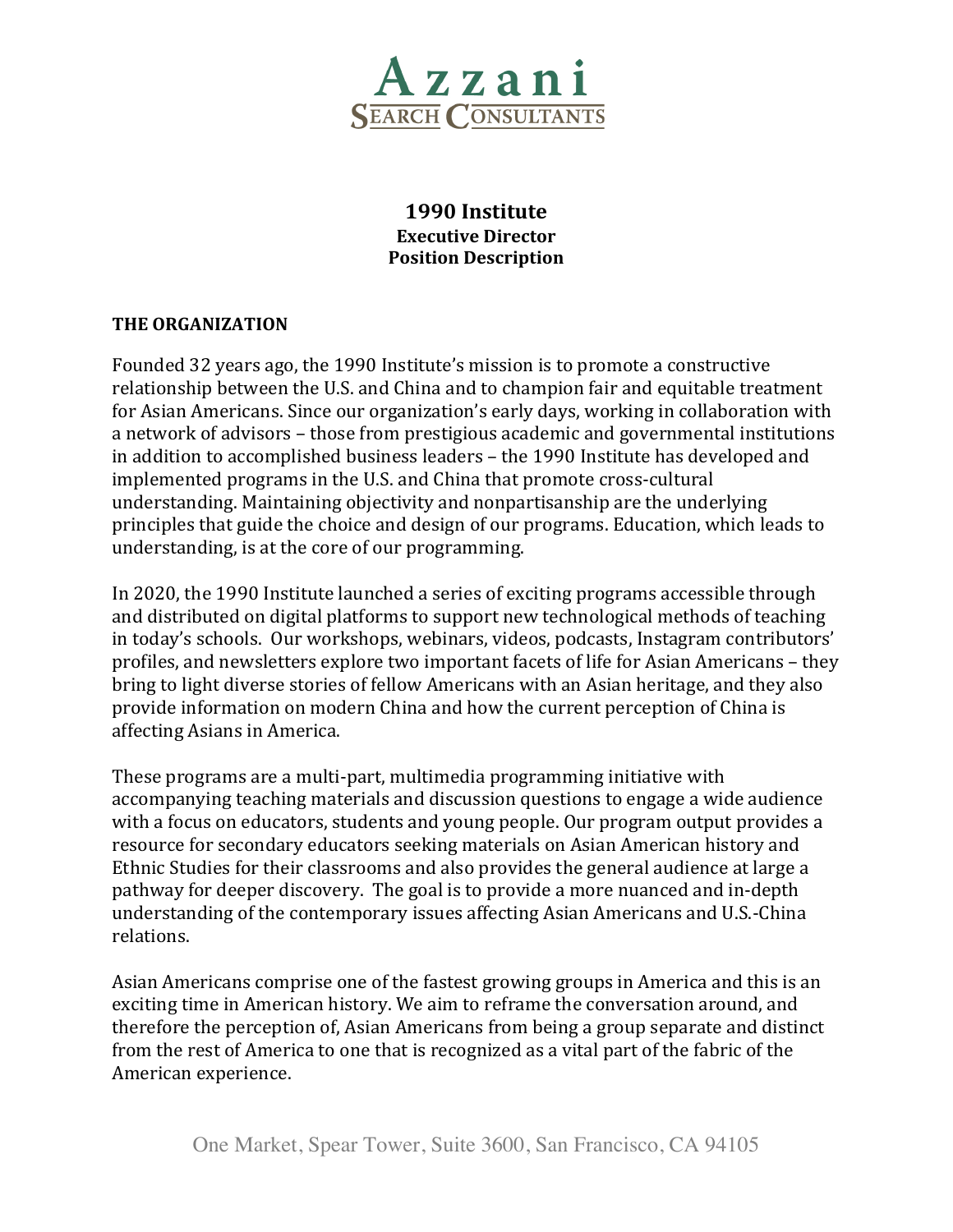Azzani
SEARCH CONSULTANTS

# 1990 Institute
## Executive Director
## Position Description

**THE ORGANIZATION**

Founded 32 years ago, the 1990 Institute's mission is to promote a constructive relationship between the U.S. and China and to champion fair and equitable treatment for Asian Americans. Since our organization's early days, working in collaboration with a network of advisors – those from prestigious academic and governmental institutions in addition to accomplished business leaders – the 1990 Institute has developed and implemented programs in the U.S. and China that promote cross-cultural understanding. Maintaining objectivity and nonpartisanship are the underlying principles that guide the choice and design of our programs. Education, which leads to understanding, is at the core of our programming.

In 2020, the 1990 Institute launched a series of exciting programs accessible through and distributed on digital platforms to support new technological methods of teaching in today's schools. Our workshops, webinars, videos, podcasts, Instagram contributors' profiles, and newsletters explore two important facets of life for Asian Americans – they bring to light diverse stories of fellow Americans with an Asian heritage, and they also provide information on modern China and how the current perception of China is affecting Asians in America.

These programs are a multi-part, multimedia programming initiative with accompanying teaching materials and discussion questions to engage a wide audience with a focus on educators, students and young people. Our program output provides a resource for secondary educators seeking materials on Asian American history and Ethnic Studies for their classrooms and also provides the general audience at large a pathway for deeper discovery. The goal is to provide a more nuanced and in-depth understanding of the contemporary issues affecting Asian Americans and U.S.-China relations.

Asian Americans comprise one of the fastest growing groups in America and this is an exciting time in American history. We aim to reframe the conversation around, and therefore the perception of, Asian Americans from being a group separate and distinct from the rest of America to one that is recognized as a vital part of the fabric of the American experience.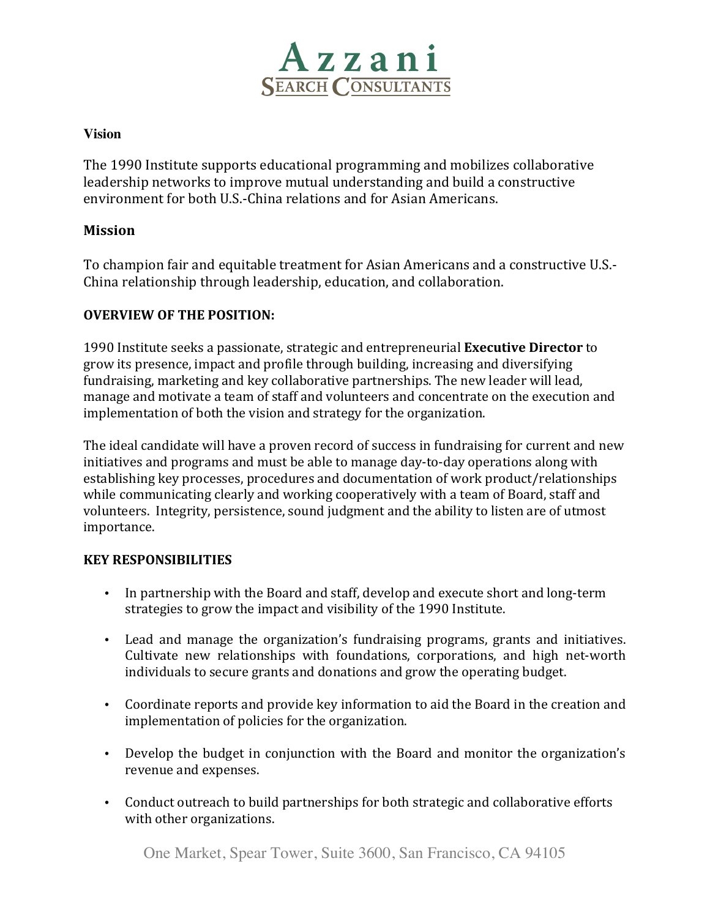**Vision**

The 1990 Institute supports educational programming and mobilizes collaborative leadership networks to improve mutual understanding and build a constructive environment for both U.S.-China relations and for Asian Americans.

**Mission**

To champion fair and equitable treatment for Asian Americans and a constructive U.S.-China relationship through leadership, education, and collaboration.

**OVERVIEW OF THE POSITION:**

1990 Institute seeks a passionate, strategic and entrepreneurial **Executive Director** to grow its presence, impact and profile through building, increasing and diversifying fundraising, marketing and key collaborative partnerships. The new leader will lead, manage and motivate a team of staff and volunteers and concentrate on the execution and implementation of both the vision and strategy for the organization.

The ideal candidate will have a proven record of success in fundraising for current and new initiatives and programs and must be able to manage day-to-day operations along with establishing key processes, procedures and documentation of work product/relationships while communicating clearly and working cooperatively with a team of Board, staff and volunteers. Integrity, persistence, sound judgment and the ability to listen are of utmost importance.

**KEY RESPONSIBILITIES**

- In partnership with the Board and staff, develop and execute short and long-term strategies to grow the impact and visibility of the 1990 Institute.
- Lead and manage the organization's fundraising programs, grants and initiatives. Cultivate new relationships with foundations, corporations, and high net-worth individuals to secure grants and donations and grow the operating budget.
- Coordinate reports and provide key information to aid the Board in the creation and implementation of policies for the organization.
- Develop the budget in conjunction with the Board and monitor the organization's revenue and expenses.
- Conduct outreach to build partnerships for both strategic and collaborative efforts with other organizations.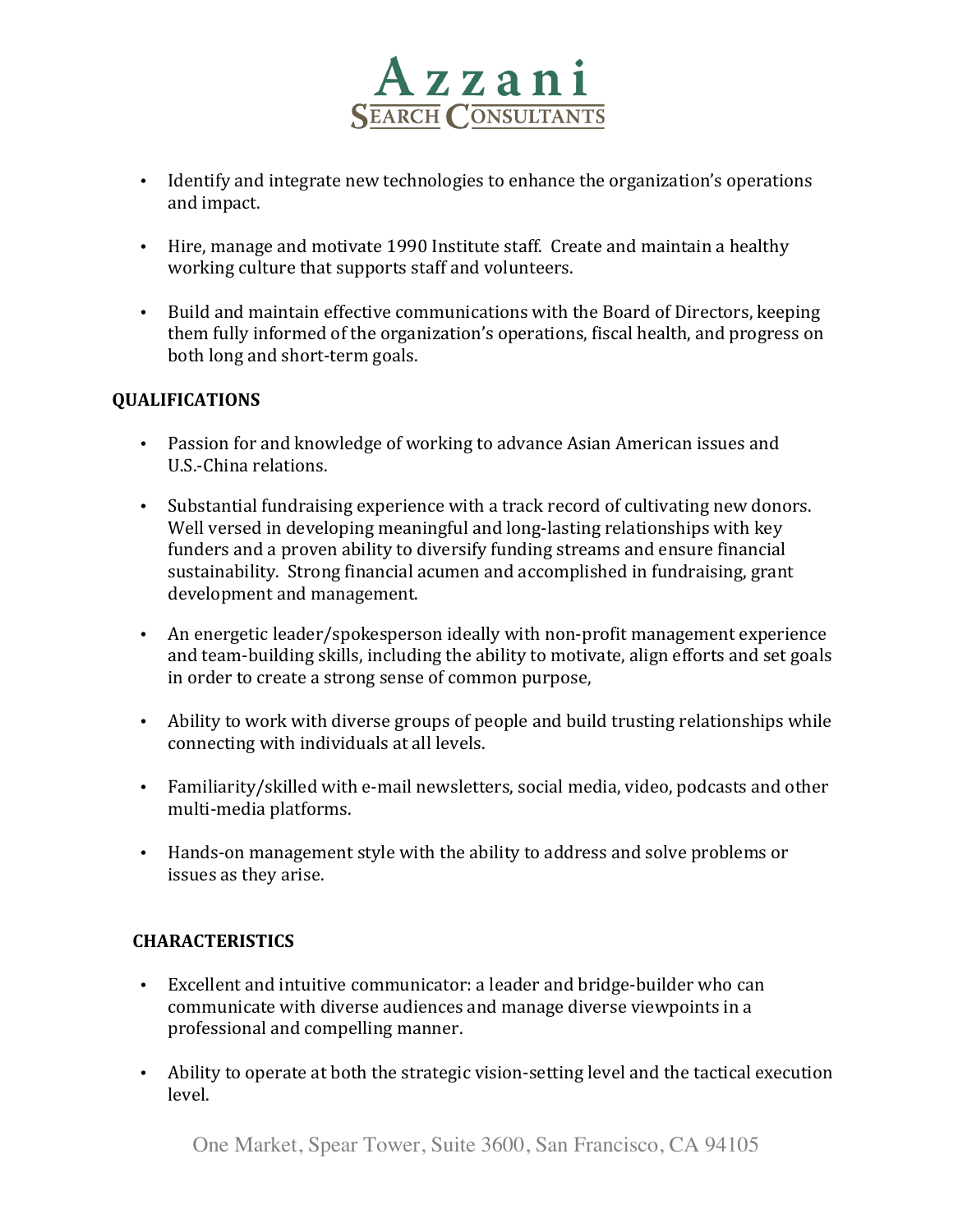- Identify and integrate new technologies to enhance the organization's operations and impact.

- Hire, manage and motivate 1990 Institute staff. Create and maintain a healthy working culture that supports staff and volunteers.

- Build and maintain effective communications with the Board of Directors, keeping them fully informed of the organization's operations, fiscal health, and progress on both long and short-term goals.

**QUALIFICATIONS**

- Passion for and knowledge of working to advance Asian American issues and U.S.-China relations.

- Substantial fundraising experience with a track record of cultivating new donors. Well versed in developing meaningful and long-lasting relationships with key funders and a proven ability to diversify funding streams and ensure financial sustainability. Strong financial acumen and accomplished in fundraising, grant development and management.

- An energetic leader/spokesperson ideally with non-profit management experience and team-building skills, including the ability to motivate, align efforts and set goals in order to create a strong sense of common purpose,

- Ability to work with diverse groups of people and build trusting relationships while connecting with individuals at all levels.

- Familiarity/skilled with e-mail newsletters, social media, video, podcasts and other multi-media platforms.

- Hands-on management style with the ability to address and solve problems or issues as they arise.

**CHARACTERISTICS**

- Excellent and intuitive communicator: a leader and bridge-builder who can communicate with diverse audiences and manage diverse viewpoints in a professional and compelling manner.

- Ability to operate at both the strategic vision-setting level and the tactical execution level.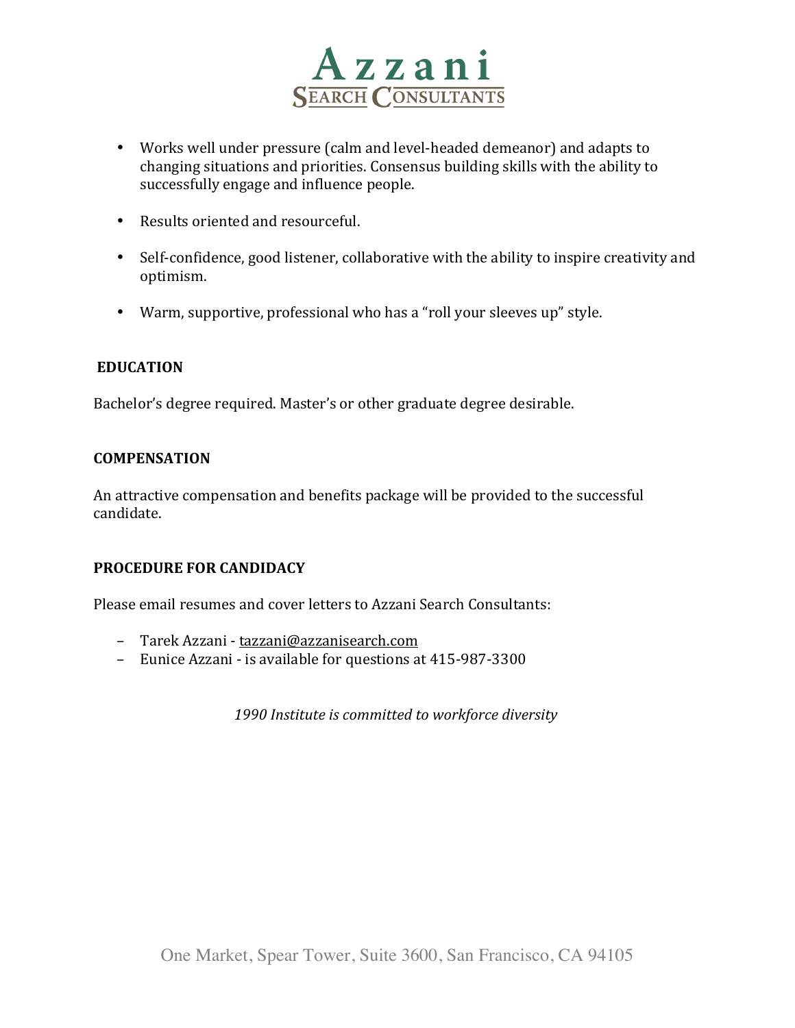- Works well under pressure (calm and level-headed demeanor) and adapts to changing situations and priorities. Consensus building skills with the ability to successfully engage and influence people.

- Results oriented and resourceful.

- Self-confidence, good listener, collaborative with the ability to inspire creativity and optimism.

- Warm, supportive, professional who has a "roll your sleeves up" style.

## EDUCATION

Bachelor's degree required. Master's or other graduate degree desirable.

## COMPENSATION

An attractive compensation and benefits package will be provided to the successful candidate.

## PROCEDURE FOR CANDIDACY

Please email resumes and cover letters to Azzani Search Consultants:

- Tarek Azzani - tazzani@azzanisearch.com
- Eunice Azzani - is available for questions at 415-987-3300

*1990 Institute is committed to workforce diversity*